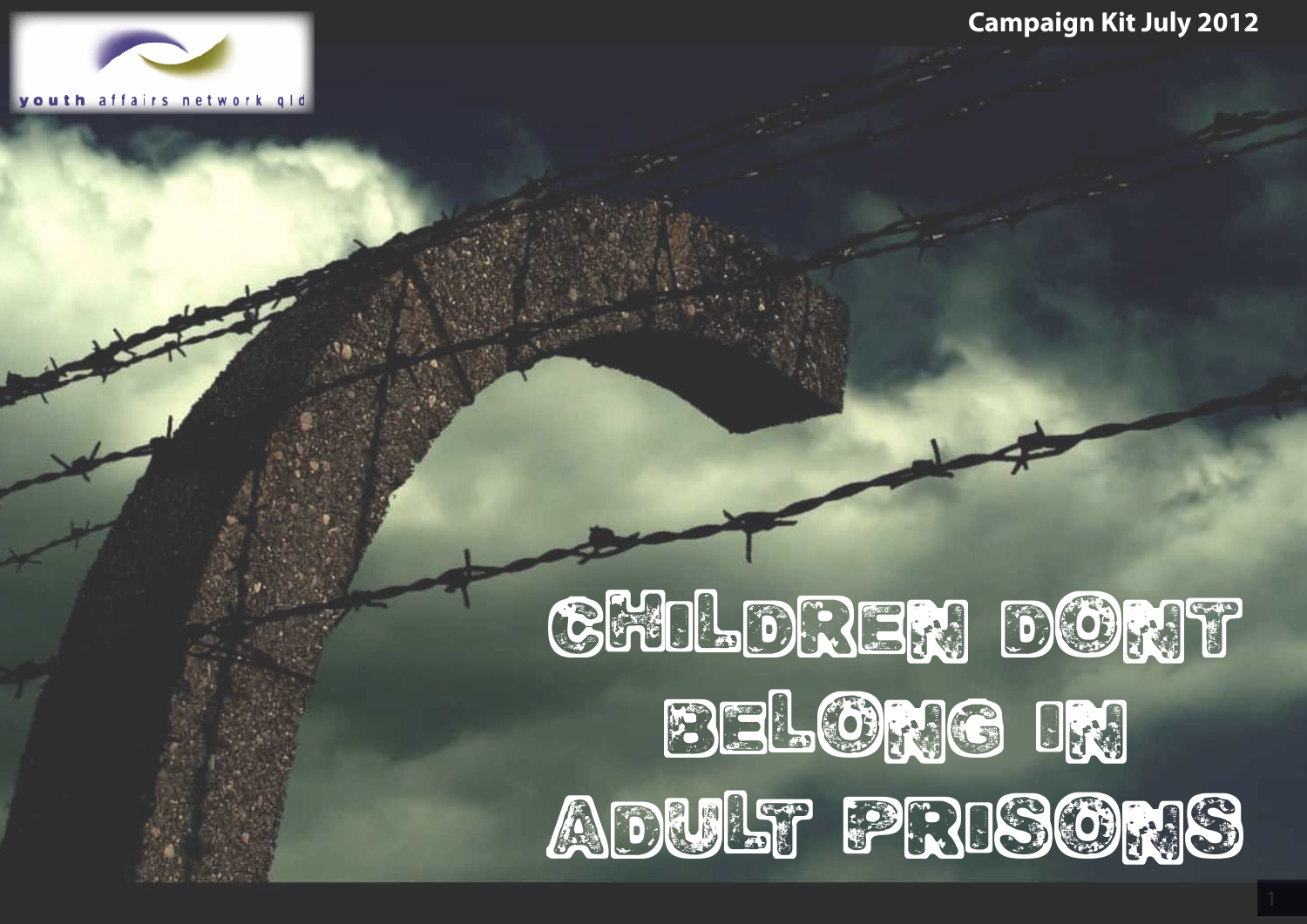youth affairs network qld

Campaign Kit July 2012

# CHILDREN DONT BELONG IN ADULT PRISONS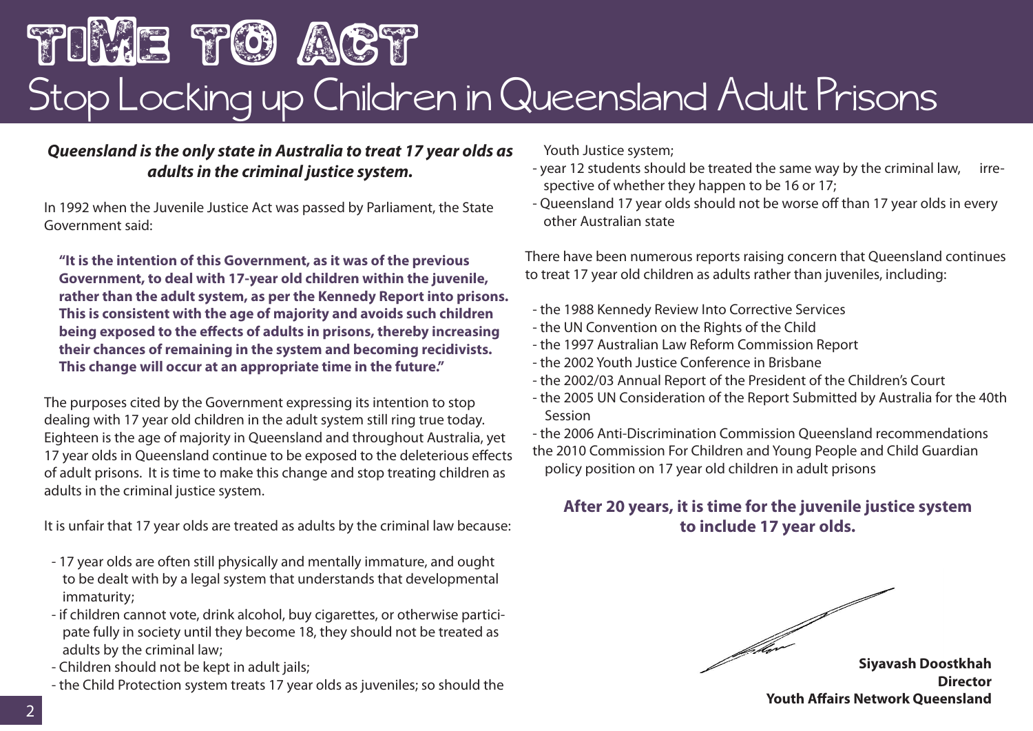# TIME TO ACT

## Stop Locking up Children in Queensland Adult Prisons

***Queensland is the only state in Australia to treat 17 year olds as adults in the criminal justice system.***

In 1992 when the Juvenile Justice Act was passed by Parliament, the State Government said:

> **"It is the intention of this Government, as it was of the previous Government, to deal with 17-year old children within the juvenile, rather than the adult system, as per the Kennedy Report into prisons. This is consistent with the age of majority and avoids such children being exposed to the effects of adults in prisons, thereby increasing their chances of remaining in the system and becoming recidivists. This change will occur at an appropriate time in the future."**

The purposes cited by the Government expressing its intention to stop dealing with 17 year old children in the adult system still ring true today. Eighteen is the age of majority in Queensland and throughout Australia, yet 17 year olds in Queensland continue to be exposed to the deleterious effects of adult prisons. It is time to make this change and stop treating children as adults in the criminal justice system.

It is unfair that 17 year olds are treated as adults by the criminal law because:

- 17 year olds are often still physically and mentally immature, and ought to be dealt with by a legal system that understands that developmental immaturity;
- if children cannot vote, drink alcohol, buy cigarettes, or otherwise participate fully in society until they become 18, they should not be treated as adults by the criminal law;
- Children should not be kept in adult jails;
- the Child Protection system treats 17 year olds as juveniles; so should the Youth Justice system;
- year 12 students should be treated the same way by the criminal law, irrespective of whether they happen to be 16 or 17;
- Queensland 17 year olds should not be worse off than 17 year olds in every other Australian state

There have been numerous reports raising concern that Queensland continues to treat 17 year old children as adults rather than juveniles, including:

- the 1988 Kennedy Review Into Corrective Services
- the UN Convention on the Rights of the Child
- the 1997 Australian Law Reform Commission Report
- the 2002 Youth Justice Conference in Brisbane
- the 2002/03 Annual Report of the President of the Children's Court
- the 2005 UN Consideration of the Report Submitted by Australia for the 40th Session
- the 2006 Anti-Discrimination Commission Queensland recommendations
- the 2010 Commission For Children and Young People and Child Guardian policy position on 17 year old children in adult prisons

**After 20 years, it is time for the juvenile justice system to include 17 year olds.**

**Siyavash Doostkhah**
**Director**
**Youth Affairs Network Queensland**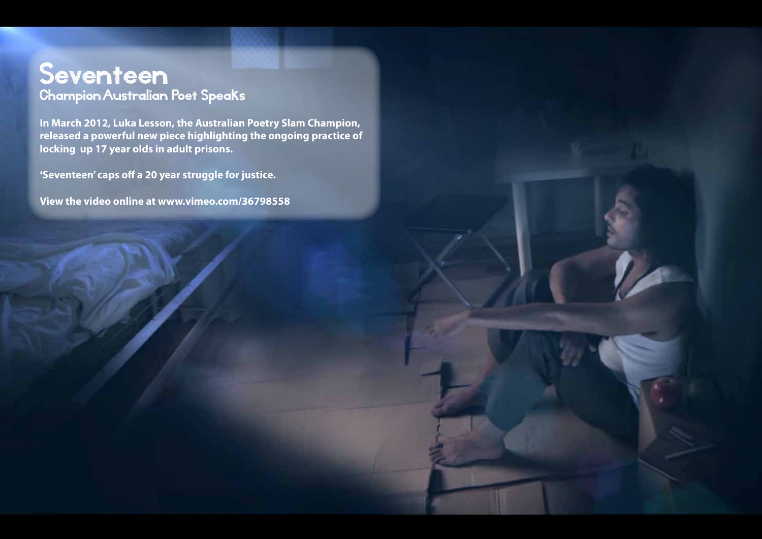# Seventeen

## Champion Australian Poet Speaks

**In March 2012, Luka Lesson, the Australian Poetry Slam Champion, released a powerful new piece highlighting the ongoing practice of locking up 17 year olds in adult prisons.**

**'Seventeen' caps off a 20 year struggle for justice.**

**View the video online at www.vimeo.com/36798558**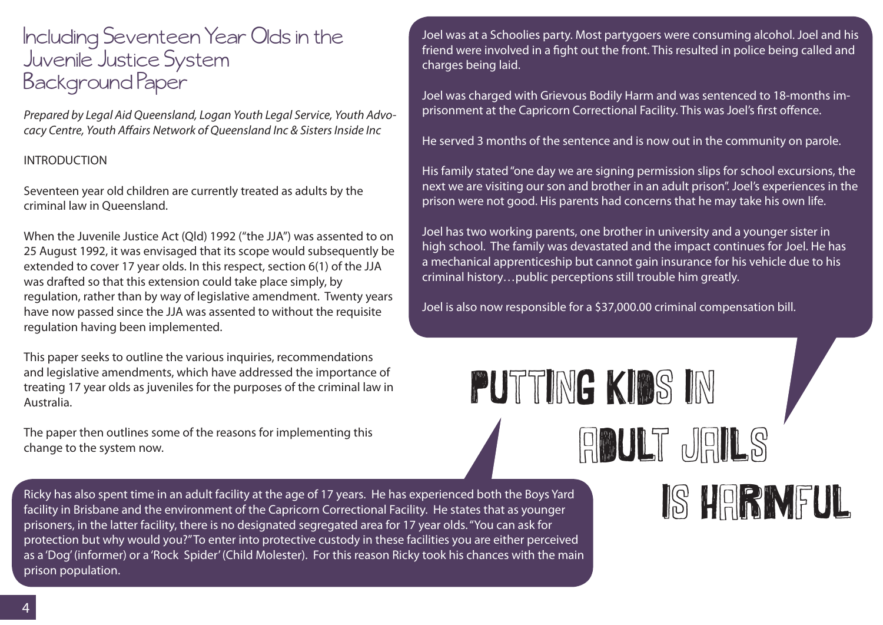# Including Seventeen Year Olds in the Juvenile Justice System Background Paper

*Prepared by Legal Aid Queensland, Logan Youth Legal Service, Youth Advocacy Centre, Youth Affairs Network of Queensland Inc & Sisters Inside Inc*

INTRODUCTION

Seventeen year old children are currently treated as adults by the criminal law in Queensland.

When the Juvenile Justice Act (Qld) 1992 ("the JJA") was assented to on 25 August 1992, it was envisaged that its scope would subsequently be extended to cover 17 year olds. In this respect, section 6(1) of the JJA was drafted so that this extension could take place simply, by regulation, rather than by way of legislative amendment. Twenty years have now passed since the JJA was assented to without the requisite regulation having been implemented.

This paper seeks to outline the various inquiries, recommendations and legislative amendments, which have addressed the importance of treating 17 year olds as juveniles for the purposes of the criminal law in Australia.

The paper then outlines some of the reasons for implementing this change to the system now.

Joel was at a Schoolies party. Most partygoers were consuming alcohol. Joel and his friend were involved in a fight out the front. This resulted in police being called and charges being laid.

Joel was charged with Grievous Bodily Harm and was sentenced to 18-months imprisonment at the Capricorn Correctional Facility. This was Joel's first offence.

He served 3 months of the sentence and is now out in the community on parole.

His family stated "one day we are signing permission slips for school excursions, the next we are visiting our son and brother in an adult prison". Joel's experiences in the prison were not good. His parents had concerns that he may take his own life.

Joel has two working parents, one brother in university and a younger sister in high school. The family was devastated and the impact continues for Joel. He has a mechanical apprenticeship but cannot gain insurance for his vehicle due to his criminal history…public perceptions still trouble him greatly.

Joel is also now responsible for a $37,000.00 criminal compensation bill.

## PUTTING KIDS IN ADULT JAILS IS HARMFUL

Ricky has also spent time in an adult facility at the age of 17 years. He has experienced both the Boys Yard facility in Brisbane and the environment of the Capricorn Correctional Facility. He states that as younger prisoners, in the latter facility, there is no designated segregated area for 17 year olds. "You can ask for protection but why would you?" To enter into protective custody in these facilities you are either perceived as a 'Dog' (informer) or a 'Rock Spider' (Child Molester). For this reason Ricky took his chances with the main prison population.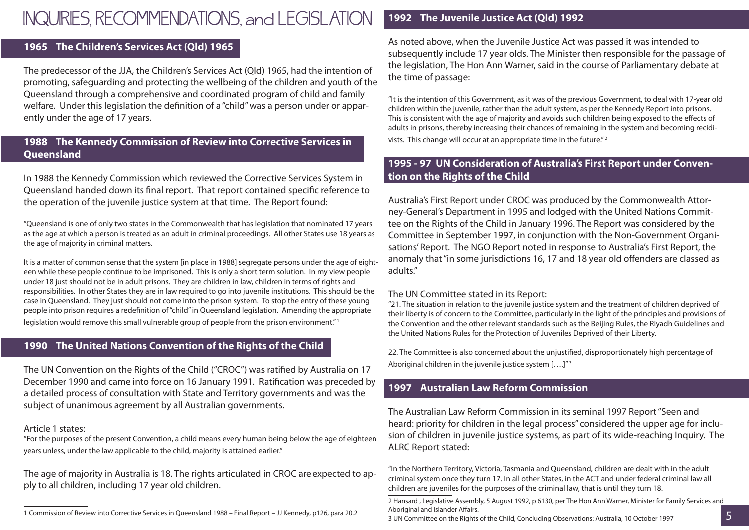# INQUIRIES, RECOMMENDATIONS, and LEGISLATION

## 1965 The Children's Services Act (Qld) 1965

The predecessor of the JJA, the Children's Services Act (Qld) 1965, had the intention of promoting, safeguarding and protecting the wellbeing of the children and youth of the Queensland through a comprehensive and coordinated program of child and family welfare. Under this legislation the definition of a "child" was a person under or apparently under the age of 17 years.

## 1988 The Kennedy Commission of Review into Corrective Services in Queensland

In 1988 the Kennedy Commission which reviewed the Corrective Services System in Queensland handed down its final report. That report contained specific reference to the operation of the juvenile justice system at that time. The Report found:

"Queensland is one of only two states in the Commonwealth that has legislation that nominated 17 years as the age at which a person is treated as an adult in criminal proceedings. All other States use 18 years as the age of majority in criminal matters.

It is a matter of common sense that the system [in place in 1988] segregate persons under the age of eighteen while these people continue to be imprisoned. This is only a short term solution. In my view people under 18 just should not be in adult prisons. They are children in law, children in terms of rights and responsibilities. In other States they are in law required to go into juvenile institutions. This should be the case in Queensland. They just should not come into the prison system. To stop the entry of these young people into prison requires a redefinition of "child" in Queensland legislation. Amending the appropriate legislation would remove this small vulnerable group of people from the prison environment."[1]

## 1990 The United Nations Convention of the Rights of the Child

The UN Convention on the Rights of the Child ("CROC") was ratified by Australia on 17 December 1990 and came into force on 16 January 1991. Ratification was preceded by a detailed process of consultation with State and Territory governments and was the subject of unanimous agreement by all Australian governments.

Article 1 states:
"For the purposes of the present Convention, a child means every human being below the age of eighteen years unless, under the law applicable to the child, majority is attained earlier."

The age of majority in Australia is 18. The rights articulated in CROC are expected to apply to all children, including 17 year old children.

## 1992 The Juvenile Justice Act (Qld) 1992

As noted above, when the Juvenile Justice Act was passed it was intended to subsequently include 17 year olds. The Minister then responsible for the passage of the legislation, The Hon Ann Warner, said in the course of Parliamentary debate at the time of passage:

"It is the intention of this Government, as it was of the previous Government, to deal with 17-year old children within the juvenile, rather than the adult system, as per the Kennedy Report into prisons. This is consistent with the age of majority and avoids such children being exposed to the effects of adults in prisons, thereby increasing their chances of remaining in the system and becoming recidivists. This change will occur at an appropriate time in the future."[2]

## 1995 - 97 UN Consideration of Australia's First Report under Convention on the Rights of the Child

Australia's First Report under CROC was produced by the Commonwealth Attorney-General's Department in 1995 and lodged with the United Nations Committee on the Rights of the Child in January 1996. The Report was considered by the Committee in September 1997, in conjunction with the Non-Government Organisations' Report. The NGO Report noted in response to Australia's First Report, the anomaly that "in some jurisdictions 16, 17 and 18 year old offenders are classed as adults."

The UN Committee stated in its Report:
"21. The situation in relation to the juvenile justice system and the treatment of children deprived of their liberty is of concern to the Committee, particularly in the light of the principles and provisions of the Convention and the other relevant standards such as the Beijing Rules, the Riyadh Guidelines and the United Nations Rules for the Protection of Juveniles Deprived of their Liberty.

22. The Committee is also concerned about the unjustified, disproportionately high percentage of Aboriginal children in the juvenile justice system [….]"[3]

## 1997 Australian Law Reform Commission

The Australian Law Reform Commission in its seminal 1997 Report "Seen and heard: priority for children in the legal process" considered the upper age for inclusion of children in juvenile justice systems, as part of its wide-reaching Inquiry. The ALRC Report stated:

"In the Northern Territory, Victoria, Tasmania and Queensland, children are dealt with in the adult criminal system once they turn 17. In all other States, in the ACT and under federal criminal law all children are juveniles for the purposes of the criminal law, that is until they turn 18.

---

1 Commission of Review into Corrective Services in Queensland 1988 – Final Report – JJ Kennedy, p126, para 20.2

2 Hansard , Legislative Assembly, 5 August 1992, p 6130, per The Hon Ann Warner, Minister for Family Services and Aboriginal and Islander Affairs.

3 UN Committee on the Rights of the Child, Concluding Observations: Australia, 10 October 1997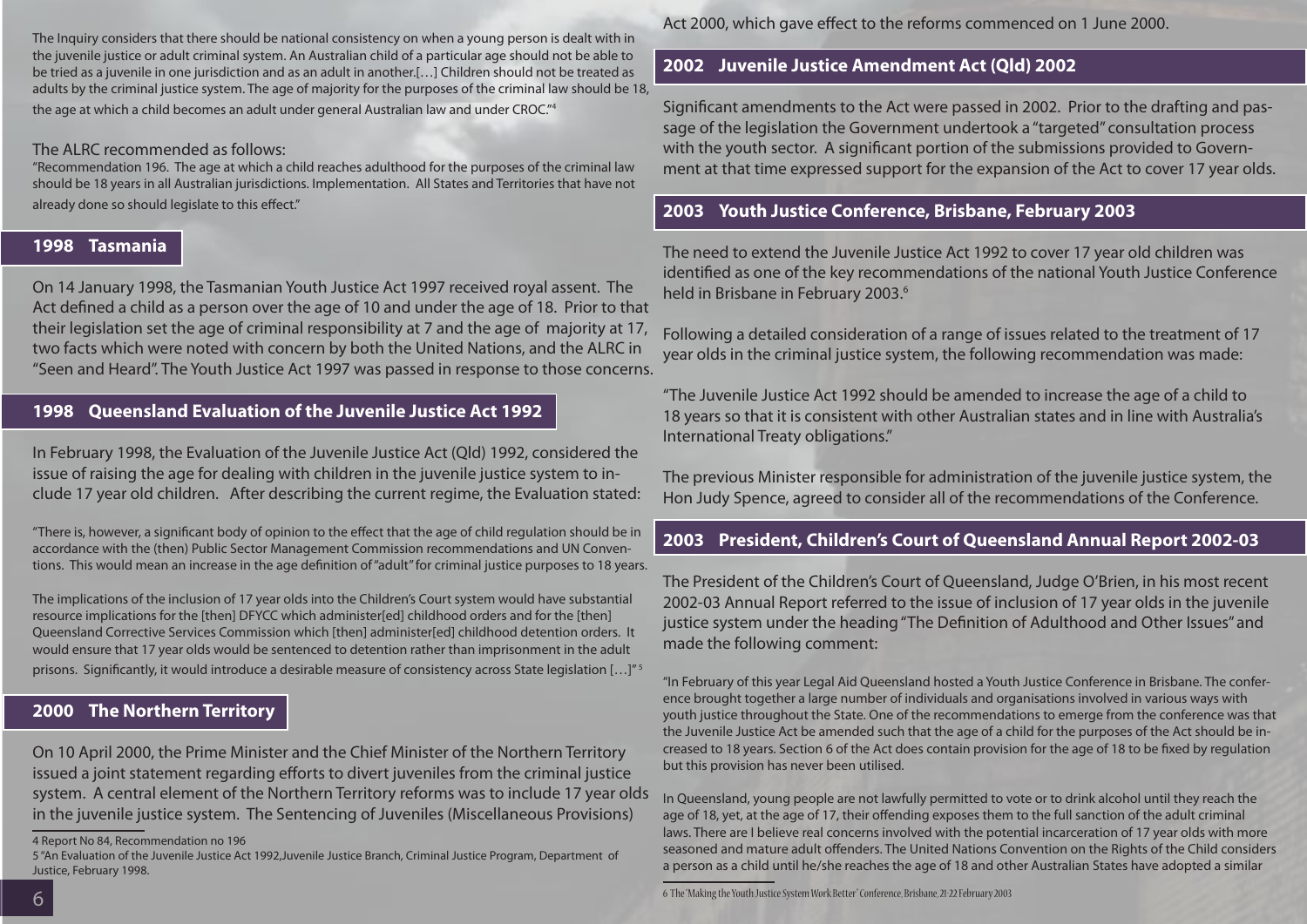The Inquiry considers that there should be national consistency on when a young person is dealt with in the juvenile justice or adult criminal system. An Australian child of a particular age should not be able to be tried as a juvenile in one jurisdiction and as an adult in another.[…] Children should not be treated as adults by the criminal justice system. The age of majority for the purposes of the criminal law should be 18, the age at which a child becomes an adult under general Australian law and under CROC."[4]

The ALRC recommended as follows:

"Recommendation 196. The age at which a child reaches adulthood for the purposes of the criminal law should be 18 years in all Australian jurisdictions. Implementation. All States and Territories that have not already done so should legislate to this effect."

## 1998 Tasmania

On 14 January 1998, the Tasmanian Youth Justice Act 1997 received royal assent. The Act defined a child as a person over the age of 10 and under the age of 18. Prior to that their legislation set the age of criminal responsibility at 7 and the age of majority at 17, two facts which were noted with concern by both the United Nations, and the ALRC in "Seen and Heard". The Youth Justice Act 1997 was passed in response to those concerns.

## 1998 Queensland Evaluation of the Juvenile Justice Act 1992

In February 1998, the Evaluation of the Juvenile Justice Act (Qld) 1992, considered the issue of raising the age for dealing with children in the juvenile justice system to include 17 year old children. After describing the current regime, the Evaluation stated:

"There is, however, a significant body of opinion to the effect that the age of child regulation should be in accordance with the (then) Public Sector Management Commission recommendations and UN Conventions. This would mean an increase in the age definition of "adult" for criminal justice purposes to 18 years.

The implications of the inclusion of 17 year olds into the Children's Court system would have substantial resource implications for the [then] DFYCC which administer[ed] childhood orders and for the [then] Queensland Corrective Services Commission which [then] administer[ed] childhood detention orders. It would ensure that 17 year olds would be sentenced to detention rather than imprisonment in the adult prisons. Significantly, it would introduce a desirable measure of consistency across State legislation […]"[5]

## 2000 The Northern Territory

On 10 April 2000, the Prime Minister and the Chief Minister of the Northern Territory issued a joint statement regarding efforts to divert juveniles from the criminal justice system. A central element of the Northern Territory reforms was to include 17 year olds in the juvenile justice system. The Sentencing of Juveniles (Miscellaneous Provisions) Act 2000, which gave effect to the reforms commenced on 1 June 2000.

## 2002 Juvenile Justice Amendment Act (Qld) 2002

Significant amendments to the Act were passed in 2002. Prior to the drafting and passage of the legislation the Government undertook a "targeted" consultation process with the youth sector. A significant portion of the submissions provided to Government at that time expressed support for the expansion of the Act to cover 17 year olds.

## 2003 Youth Justice Conference, Brisbane, February 2003

The need to extend the Juvenile Justice Act 1992 to cover 17 year old children was identified as one of the key recommendations of the national Youth Justice Conference held in Brisbane in February 2003.[6]

Following a detailed consideration of a range of issues related to the treatment of 17 year olds in the criminal justice system, the following recommendation was made:

"The Juvenile Justice Act 1992 should be amended to increase the age of a child to 18 years so that it is consistent with other Australian states and in line with Australia's International Treaty obligations."

The previous Minister responsible for administration of the juvenile justice system, the Hon Judy Spence, agreed to consider all of the recommendations of the Conference.

## 2003 President, Children's Court of Queensland Annual Report 2002-03

The President of the Children's Court of Queensland, Judge O'Brien, in his most recent 2002-03 Annual Report referred to the issue of inclusion of 17 year olds in the juvenile justice system under the heading "The Definition of Adulthood and Other Issues" and made the following comment:

"In February of this year Legal Aid Queensland hosted a Youth Justice Conference in Brisbane. The conference brought together a large number of individuals and organisations involved in various ways with youth justice throughout the State. One of the recommendations to emerge from the conference was that the Juvenile Justice Act be amended such that the age of a child for the purposes of the Act should be increased to 18 years. Section 6 of the Act does contain provision for the age of 18 to be fixed by regulation but this provision has never been utilised.

In Queensland, young people are not lawfully permitted to vote or to drink alcohol until they reach the age of 18, yet, at the age of 17, their offending exposes them to the full sanction of the adult criminal laws. There are I believe real concerns involved with the potential incarceration of 17 year olds with more seasoned and mature adult offenders. The United Nations Convention on the Rights of the Child considers a person as a child until he/she reaches the age of 18 and other Australian States have adopted a similar

---

4 Report No 84, Recommendation no 196

5 "An Evaluation of the Juvenile Justice Act 1992,Juvenile Justice Branch, Criminal Justice Program, Department of Justice, February 1998.

6 The "Making the Youth Justice System Work Better" Conference, Brisbane, 21-22 February 2003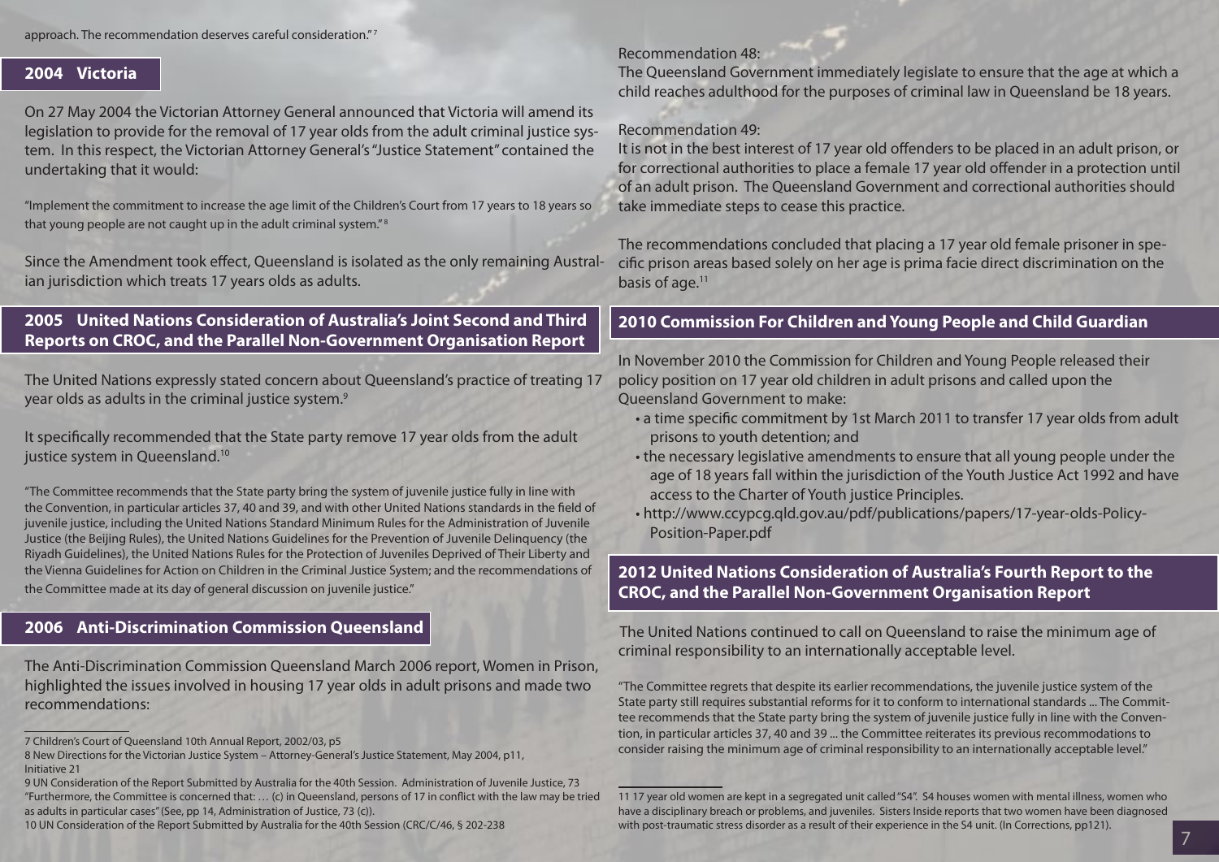approach. The recommendation deserves careful consideration."[7]

## 2004 Victoria

On 27 May 2004 the Victorian Attorney General announced that Victoria will amend its legislation to provide for the removal of 17 year olds from the adult criminal justice system. In this respect, the Victorian Attorney General's "Justice Statement" contained the undertaking that it would:

"Implement the commitment to increase the age limit of the Children's Court from 17 years to 18 years so that young people are not caught up in the adult criminal system."[8]

Since the Amendment took effect, Queensland is isolated as the only remaining Australian jurisdiction which treats 17 years olds as adults.

## 2005 United Nations Consideration of Australia's Joint Second and Third Reports on CROC, and the Parallel Non-Government Organisation Report

The United Nations expressly stated concern about Queensland's practice of treating 17 year olds as adults in the criminal justice system.[9]

It specifically recommended that the State party remove 17 year olds from the adult justice system in Queensland.[10]

"The Committee recommends that the State party bring the system of juvenile justice fully in line with the Convention, in particular articles 37, 40 and 39, and with other United Nations standards in the field of juvenile justice, including the United Nations Standard Minimum Rules for the Administration of Juvenile Justice (the Beijing Rules), the United Nations Guidelines for the Prevention of Juvenile Delinquency (the Riyadh Guidelines), the United Nations Rules for the Protection of Juveniles Deprived of Their Liberty and the Vienna Guidelines for Action on Children in the Criminal Justice System; and the recommendations of the Committee made at its day of general discussion on juvenile justice."

## 2006 Anti-Discrimination Commission Queensland

The Anti-Discrimination Commission Queensland March 2006 report, Women in Prison, highlighted the issues involved in housing 17 year olds in adult prisons and made two recommendations:

Recommendation 48:
The Queensland Government immediately legislate to ensure that the age at which a child reaches adulthood for the purposes of criminal law in Queensland be 18 years.

Recommendation 49:
It is not in the best interest of 17 year old offenders to be placed in an adult prison, or for correctional authorities to place a female 17 year old offender in a protection until of an adult prison. The Queensland Government and correctional authorities should take immediate steps to cease this practice.

The recommendations concluded that placing a 17 year old female prisoner in specific prison areas based solely on her age is prima facie direct discrimination on the basis of age.[11]

## 2010 Commission For Children and Young People and Child Guardian

In November 2010 the Commission for Children and Young People released their policy position on 17 year old children in adult prisons and called upon the Queensland Government to make:

- a time specific commitment by 1st March 2011 to transfer 17 year olds from adult prisons to youth detention; and
- the necessary legislative amendments to ensure that all young people under the age of 18 years fall within the jurisdiction of the Youth Justice Act 1992 and have access to the Charter of Youth justice Principles.
- http://www.ccypcg.qld.gov.au/pdf/publications/papers/17-year-olds-Policy-Position-Paper.pdf

## 2012 United Nations Consideration of Australia's Fourth Report to the CROC, and the Parallel Non-Government Organisation Report

The United Nations continued to call on Queensland to raise the minimum age of criminal responsibility to an internationally acceptable level.

"The Committee regrets that despite its earlier recommendations, the juvenile justice system of the State party still requires substantial reforms for it to conform to international standards ... The Committee recommends that the State party bring the system of juvenile justice fully in line with the Convention, in particular articles 37, 40 and 39 ... the Committee reiterates its previous recommodations to consider raising the minimum age of criminal responsibility to an internationally acceptable level."

---

7 Children's Court of Queensland 10th Annual Report, 2002/03, p5

8 New Directions for the Victorian Justice System – Attorney-General's Justice Statement, May 2004, p11, Initiative 21

9 UN Consideration of the Report Submitted by Australia for the 40th Session. Administration of Juvenile Justice, 73 "Furthermore, the Committee is concerned that: … (c) in Queensland, persons of 17 in conflict with the law may be tried as adults in particular cases" (See, pp 14, Administration of Justice, 73 (c)).

10 UN Consideration of the Report Submitted by Australia for the 40th Session (CRC/C/46, § 202-238

11 17 year old women are kept in a segregated unit called "S4". S4 houses women with mental illness, women who have a disciplinary breach or problems, and juveniles. Sisters Inside reports that two women have been diagnosed with post-traumatic stress disorder as a result of their experience in the S4 unit. (In Corrections, pp121).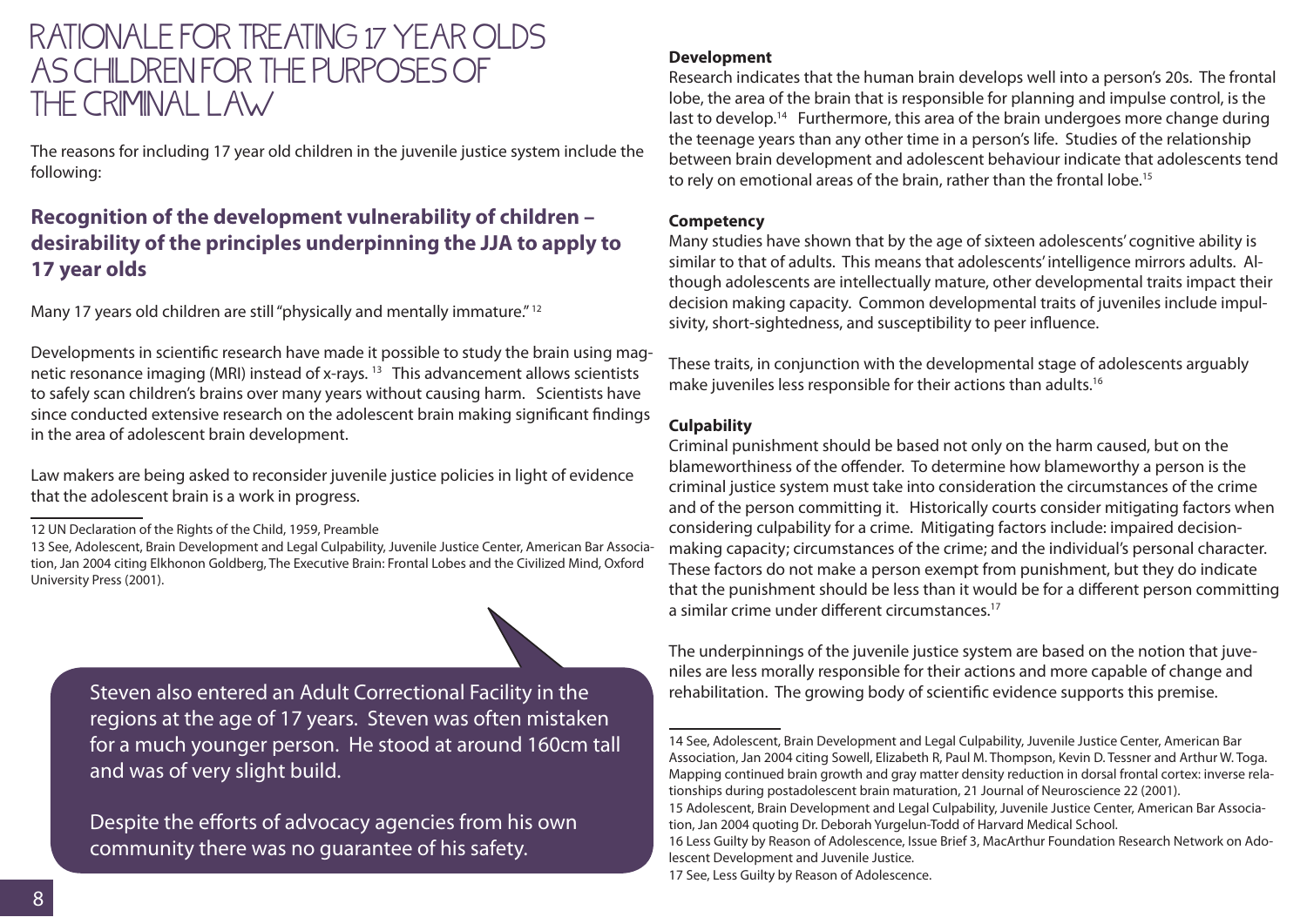# RATIONALE FOR TREATING 17 YEAR OLDS AS CHILDREN FOR THE PURPOSES OF THE CRIMINAL LAW

The reasons for including 17 year old children in the juvenile justice system include the following:

## Recognition of the development vulnerability of children – desirability of the principles underpinning the JJA to apply to 17 year olds

Many 17 years old children are still "physically and mentally immature." [12]

Developments in scientific research have made it possible to study the brain using magnetic resonance imaging (MRI) instead of x-rays. [13] This advancement allows scientists to safely scan children's brains over many years without causing harm. Scientists have since conducted extensive research on the adolescent brain making significant findings in the area of adolescent brain development.

Law makers are being asked to reconsider juvenile justice policies in light of evidence that the adolescent brain is a work in progress.

12 UN Declaration of the Rights of the Child, 1959, Preamble

13 See, Adolescent, Brain Development and Legal Culpability, Juvenile Justice Center, American Bar Association, Jan 2004 citing Elkhonon Goldberg, The Executive Brain: Frontal Lobes and the Civilized Mind, Oxford University Press (2001).

Steven also entered an Adult Correctional Facility in the regions at the age of 17 years. Steven was often mistaken for a much younger person. He stood at around 160cm tall and was of very slight build.

Despite the efforts of advocacy agencies from his own community there was no guarantee of his safety.

**Development**

Research indicates that the human brain develops well into a person's 20s. The frontal lobe, the area of the brain that is responsible for planning and impulse control, is the last to develop.[14] Furthermore, this area of the brain undergoes more change during the teenage years than any other time in a person's life. Studies of the relationship between brain development and adolescent behaviour indicate that adolescents tend to rely on emotional areas of the brain, rather than the frontal lobe.[15]

**Competency**

Many studies have shown that by the age of sixteen adolescents' cognitive ability is similar to that of adults. This means that adolescents' intelligence mirrors adults. Although adolescents are intellectually mature, other developmental traits impact their decision making capacity. Common developmental traits of juveniles include impulsivity, short-sightedness, and susceptibility to peer influence.

These traits, in conjunction with the developmental stage of adolescents arguably make juveniles less responsible for their actions than adults.[16]

**Culpability**

Criminal punishment should be based not only on the harm caused, but on the blameworthiness of the offender. To determine how blameworthy a person is the criminal justice system must take into consideration the circumstances of the crime and of the person committing it. Historically courts consider mitigating factors when considering culpability for a crime. Mitigating factors include: impaired decision-making capacity; circumstances of the crime; and the individual's personal character. These factors do not make a person exempt from punishment, but they do indicate that the punishment should be less than it would be for a different person committing a similar crime under different circumstances.[17]

The underpinnings of the juvenile justice system are based on the notion that juveniles are less morally responsible for their actions and more capable of change and rehabilitation. The growing body of scientific evidence supports this premise.

14 See, Adolescent, Brain Development and Legal Culpability, Juvenile Justice Center, American Bar Association, Jan 2004 citing Sowell, Elizabeth R, Paul M. Thompson, Kevin D. Tessner and Arthur W. Toga. Mapping continued brain growth and gray matter density reduction in dorsal frontal cortex: inverse relationships during postadolescent brain maturation, 21 Journal of Neuroscience 22 (2001).

15 Adolescent, Brain Development and Legal Culpability, Juvenile Justice Center, American Bar Association, Jan 2004 quoting Dr. Deborah Yurgelun-Todd of Harvard Medical School.

16 Less Guilty by Reason of Adolescence, Issue Brief 3, MacArthur Foundation Research Network on Adolescent Development and Juvenile Justice.

17 See, Less Guilty by Reason of Adolescence.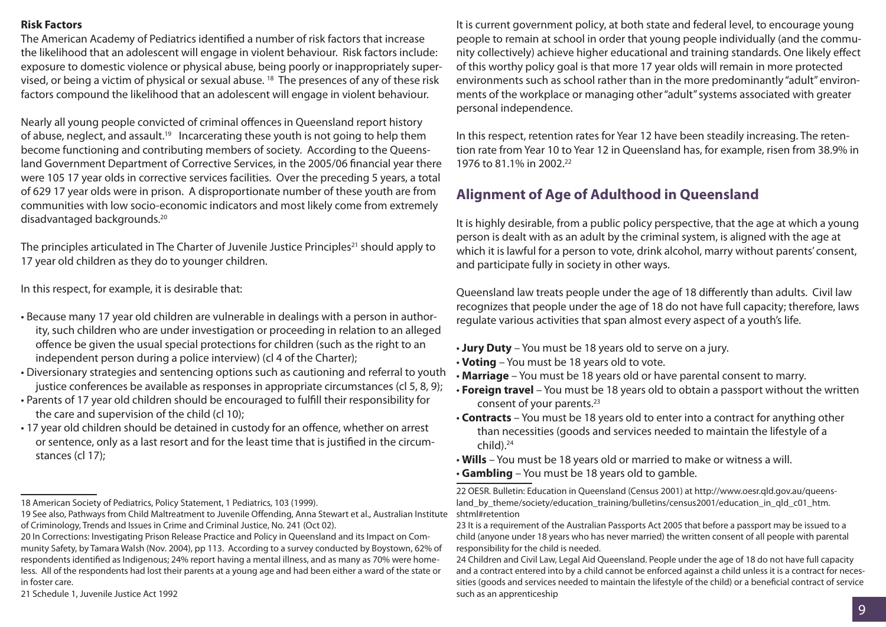**Risk Factors**

The American Academy of Pediatrics identified a number of risk factors that increase the likelihood that an adolescent will engage in violent behaviour. Risk factors include: exposure to domestic violence or physical abuse, being poorly or inappropriately supervised, or being a victim of physical or sexual abuse. [18] The presences of any of these risk factors compound the likelihood that an adolescent will engage in violent behaviour.

Nearly all young people convicted of criminal offences in Queensland report history of abuse, neglect, and assault.[19] Incarcerating these youth is not going to help them become functioning and contributing members of society. According to the Queensland Government Department of Corrective Services, in the 2005/06 financial year there were 105 17 year olds in corrective services facilities. Over the preceding 5 years, a total of 629 17 year olds were in prison. A disproportionate number of these youth are from communities with low socio-economic indicators and most likely come from extremely disadvantaged backgrounds.[20]

The principles articulated in The Charter of Juvenile Justice Principles[21] should apply to 17 year old children as they do to younger children.

In this respect, for example, it is desirable that:

- Because many 17 year old children are vulnerable in dealings with a person in authority, such children who are under investigation or proceeding in relation to an alleged offence be given the usual special protections for children (such as the right to an independent person during a police interview) (cl 4 of the Charter);
- Diversionary strategies and sentencing options such as cautioning and referral to youth justice conferences be available as responses in appropriate circumstances (cl 5, 8, 9);
- Parents of 17 year old children should be encouraged to fulfill their responsibility for the care and supervision of the child (cl 10);
- 17 year old children should be detained in custody for an offence, whether on arrest or sentence, only as a last resort and for the least time that is justified in the circumstances (cl 17);

18 American Society of Pediatrics, Policy Statement, 1 Pediatrics, 103 (1999).

19 See also, Pathways from Child Maltreatment to Juvenile Offending, Anna Stewart et al., Australian Institute of Criminology, Trends and Issues in Crime and Criminal Justice, No. 241 (Oct 02).

20 In Corrections: Investigating Prison Release Practice and Policy in Queensland and its Impact on Community Safety, by Tamara Walsh (Nov. 2004), pp 113. According to a survey conducted by Boystown, 62% of respondents identified as Indigenous; 24% report having a mental illness, and as many as 70% were homeless. All of the respondents had lost their parents at a young age and had been either a ward of the state or in foster care.

21 Schedule 1, Juvenile Justice Act 1992

It is current government policy, at both state and federal level, to encourage young people to remain at school in order that young people individually (and the community collectively) achieve higher educational and training standards. One likely effect of this worthy policy goal is that more 17 year olds will remain in more protected environments such as school rather than in the more predominantly "adult" environments of the workplace or managing other "adult" systems associated with greater personal independence.

In this respect, retention rates for Year 12 have been steadily increasing. The retention rate from Year 10 to Year 12 in Queensland has, for example, risen from 38.9% in 1976 to 81.1% in 2002.[22]

## Alignment of Age of Adulthood in Queensland

It is highly desirable, from a public policy perspective, that the age at which a young person is dealt with as an adult by the criminal system, is aligned with the age at which it is lawful for a person to vote, drink alcohol, marry without parents' consent, and participate fully in society in other ways.

Queensland law treats people under the age of 18 differently than adults. Civil law recognizes that people under the age of 18 do not have full capacity; therefore, laws regulate various activities that span almost every aspect of a youth's life.

- **Jury Duty** – You must be 18 years old to serve on a jury.
- **Voting** – You must be 18 years old to vote.
- **Marriage** – You must be 18 years old or have parental consent to marry.
- **Foreign travel** – You must be 18 years old to obtain a passport without the written consent of your parents.[23]
- **Contracts** – You must be 18 years old to enter into a contract for anything other than necessities (goods and services needed to maintain the lifestyle of a child).[24]
- **Wills** – You must be 18 years old or married to make or witness a will.
- **Gambling** – You must be 18 years old to gamble.

22 OESR. Bulletin: Education in Queensland (Census 2001) at http://www.oesr.qld.gov.au/queensland_by_theme/society/education_training/bulletins/census2001/education_in_qld_c01_htm.shtml#retention

23 It is a requirement of the Australian Passports Act 2005 that before a passport may be issued to a child (anyone under 18 years who has never married) the written consent of all people with parental responsibility for the child is needed.

24 Children and Civil Law, Legal Aid Queensland. People under the age of 18 do not have full capacity and a contract entered into by a child cannot be enforced against a child unless it is a contract for necessities (goods and services needed to maintain the lifestyle of the child) or a beneficial contract of service such as an apprenticeship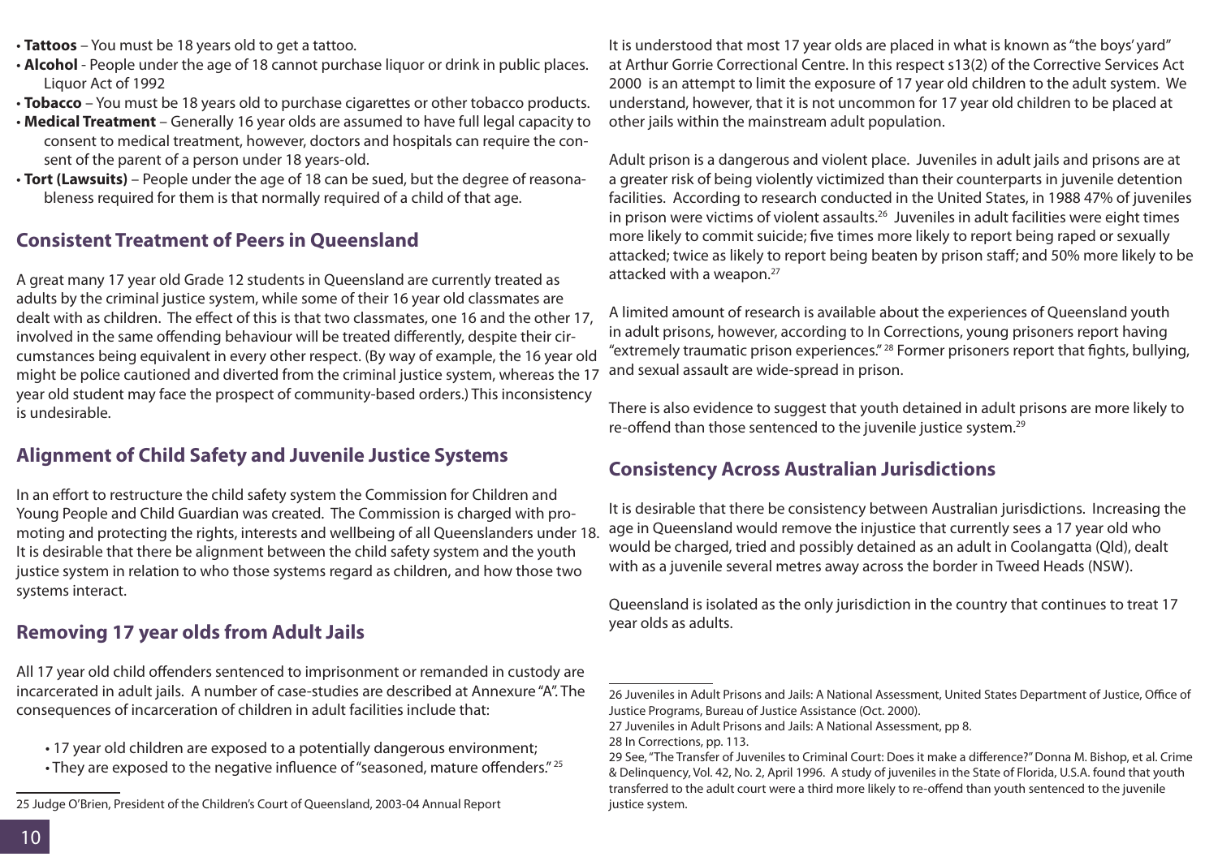- **Tattoos** – You must be 18 years old to get a tattoo.
- **Alcohol** - People under the age of 18 cannot purchase liquor or drink in public places. Liquor Act of 1992
- **Tobacco** – You must be 18 years old to purchase cigarettes or other tobacco products.
- **Medical Treatment** – Generally 16 year olds are assumed to have full legal capacity to consent to medical treatment, however, doctors and hospitals can require the consent of the parent of a person under 18 years-old.
- **Tort (Lawsuits)** – People under the age of 18 can be sued, but the degree of reasonableness required for them is that normally required of a child of that age.

## Consistent Treatment of Peers in Queensland

A great many 17 year old Grade 12 students in Queensland are currently treated as adults by the criminal justice system, while some of their 16 year old classmates are dealt with as children. The effect of this is that two classmates, one 16 and the other 17, involved in the same offending behaviour will be treated differently, despite their circumstances being equivalent in every other respect. (By way of example, the 16 year old might be police cautioned and diverted from the criminal justice system, whereas the 17 year old student may face the prospect of community-based orders.) This inconsistency is undesirable.

## Alignment of Child Safety and Juvenile Justice Systems

In an effort to restructure the child safety system the Commission for Children and Young People and Child Guardian was created. The Commission is charged with promoting and protecting the rights, interests and wellbeing of all Queenslanders under 18. It is desirable that there be alignment between the child safety system and the youth justice system in relation to who those systems regard as children, and how those two systems interact.

## Removing 17 year olds from Adult Jails

All 17 year old child offenders sentenced to imprisonment or remanded in custody are incarcerated in adult jails. A number of case-studies are described at Annexure "A". The consequences of incarceration of children in adult facilities include that:

- 17 year old children are exposed to a potentially dangerous environment;
- They are exposed to the negative influence of "seasoned, mature offenders." [25]

It is understood that most 17 year olds are placed in what is known as "the boys' yard" at Arthur Gorrie Correctional Centre. In this respect s13(2) of the Corrective Services Act 2000 is an attempt to limit the exposure of 17 year old children to the adult system. We understand, however, that it is not uncommon for 17 year old children to be placed at other jails within the mainstream adult population.

Adult prison is a dangerous and violent place. Juveniles in adult jails and prisons are at a greater risk of being violently victimized than their counterparts in juvenile detention facilities. According to research conducted in the United States, in 1988 47% of juveniles in prison were victims of violent assaults.[26] Juveniles in adult facilities were eight times more likely to commit suicide; five times more likely to report being raped or sexually attacked; twice as likely to report being beaten by prison staff; and 50% more likely to be attacked with a weapon.[27]

A limited amount of research is available about the experiences of Queensland youth in adult prisons, however, according to In Corrections, young prisoners report having "extremely traumatic prison experiences." [28] Former prisoners report that fights, bullying, and sexual assault are wide-spread in prison.

There is also evidence to suggest that youth detained in adult prisons are more likely to re-offend than those sentenced to the juvenile justice system.[29]

## Consistency Across Australian Jurisdictions

It is desirable that there be consistency between Australian jurisdictions. Increasing the age in Queensland would remove the injustice that currently sees a 17 year old who would be charged, tried and possibly detained as an adult in Coolangatta (Qld), dealt with as a juvenile several metres away across the border in Tweed Heads (NSW).

Queensland is isolated as the only jurisdiction in the country that continues to treat 17 year olds as adults.

---

25 Judge O'Brien, President of the Children's Court of Queensland, 2003-04 Annual Report

26 Juveniles in Adult Prisons and Jails: A National Assessment, United States Department of Justice, Office of Justice Programs, Bureau of Justice Assistance (Oct. 2000).

27 Juveniles in Adult Prisons and Jails: A National Assessment, pp 8.

28 In Corrections, pp. 113.

29 See, "The Transfer of Juveniles to Criminal Court: Does it make a difference?" Donna M. Bishop, et al. Crime & Delinquency, Vol. 42, No. 2, April 1996. A study of juveniles in the State of Florida, U.S.A. found that youth transferred to the adult court were a third more likely to re-offend than youth sentenced to the juvenile justice system.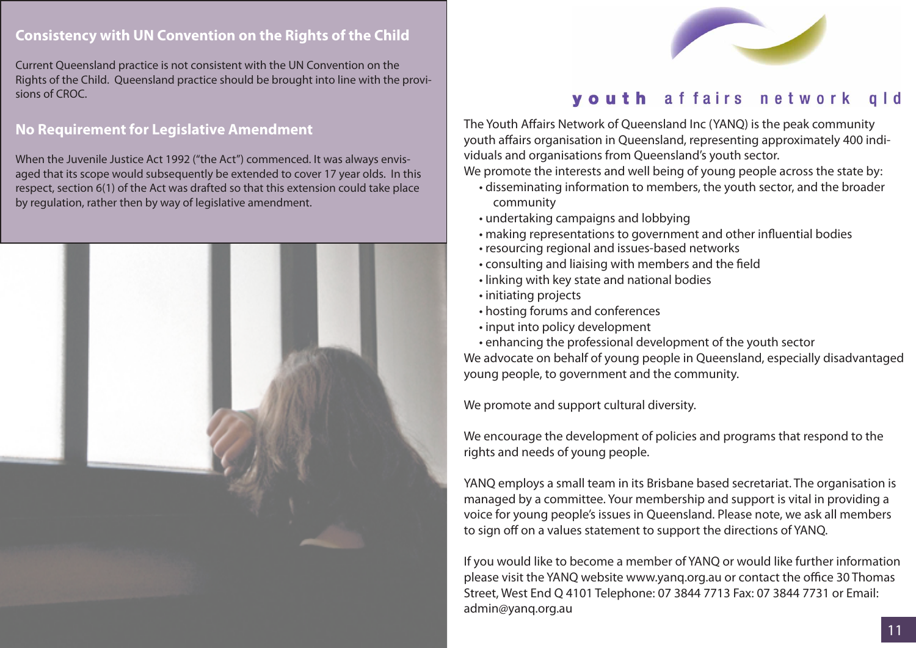## Consistency with UN Convention on the Rights of the Child

Current Queensland practice is not consistent with the UN Convention on the Rights of the Child. Queensland practice should be brought into line with the provisions of CROC.

## No Requirement for Legislative Amendment

When the Juvenile Justice Act 1992 ("the Act") commenced. It was always envisaged that its scope would subsequently be extended to cover 17 year olds. In this respect, section 6(1) of the Act was drafted so that this extension could take place by regulation, rather then by way of legislative amendment.

**youth** affairs network qld

The Youth Affairs Network of Queensland Inc (YANQ) is the peak community youth affairs organisation in Queensland, representing approximately 400 individuals and organisations from Queensland's youth sector.

We promote the interests and well being of young people across the state by:

- disseminating information to members, the youth sector, and the broader community
- undertaking campaigns and lobbying
- making representations to government and other influential bodies
- resourcing regional and issues-based networks
- consulting and liaising with members and the field
- linking with key state and national bodies
- initiating projects
- hosting forums and conferences
- input into policy development
- enhancing the professional development of the youth sector

We advocate on behalf of young people in Queensland, especially disadvantaged young people, to government and the community.

We promote and support cultural diversity.

We encourage the development of policies and programs that respond to the rights and needs of young people.

YANQ employs a small team in its Brisbane based secretariat. The organisation is managed by a committee. Your membership and support is vital in providing a voice for young people's issues in Queensland. Please note, we ask all members to sign off on a values statement to support the directions of YANQ.

If you would like to become a member of YANQ or would like further information please visit the YANQ website www.yanq.org.au or contact the office 30 Thomas Street, West End Q 4101 Telephone: 07 3844 7713 Fax: 07 3844 7731 or Email: admin@yanq.org.au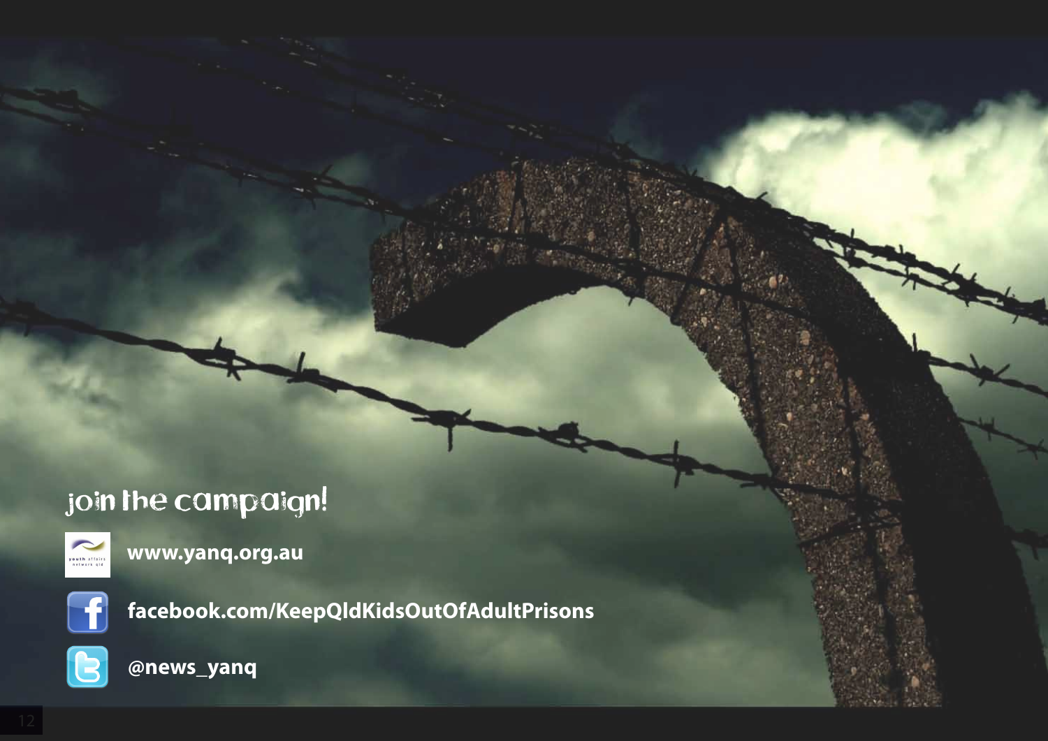## join the campaign!

**www.yanq.org.au**

**facebook.com/KeepQldKidsOutOfAdultPrisons**

**@news_yanq**